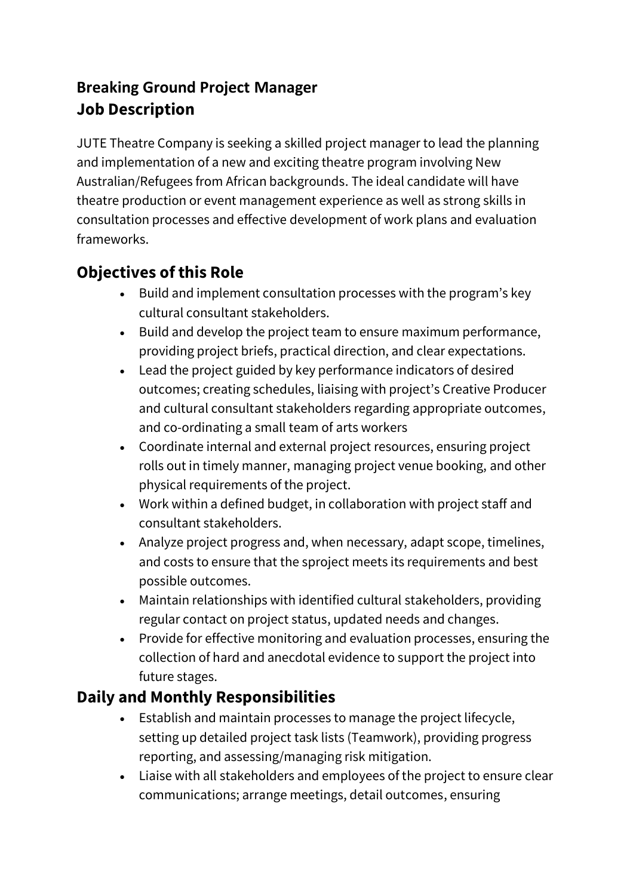# Breaking Ground Project Manager
# Job Description

JUTE Theatre Company is seeking a skilled project manager to lead the planning and implementation of a new and exciting theatre program involving New Australian/Refugees from African backgrounds. The ideal candidate will have theatre production or event management experience as well as strong skills in consultation processes and effective development of work plans and evaluation frameworks.

## Objectives of this Role

- Build and implement consultation processes with the program's key cultural consultant stakeholders.
- Build and develop the project team to ensure maximum performance, providing project briefs, practical direction, and clear expectations.
- Lead the project guided by key performance indicators of desired outcomes; creating schedules, liaising with project's Creative Producer and cultural consultant stakeholders regarding appropriate outcomes, and co-ordinating a small team of arts workers
- Coordinate internal and external project resources, ensuring project rolls out in timely manner, managing project venue booking, and other physical requirements of the project.
- Work within a defined budget, in collaboration with project staff and consultant stakeholders.
- Analyze project progress and, when necessary, adapt scope, timelines, and costs to ensure that the sproject meets its requirements and best possible outcomes.
- Maintain relationships with identified cultural stakeholders, providing regular contact on project status, updated needs and changes.
- Provide for effective monitoring and evaluation processes, ensuring the collection of hard and anecdotal evidence to support the project into future stages.

## Daily and Monthly Responsibilities

- Establish and maintain processes to manage the project lifecycle, setting up detailed project task lists (Teamwork), providing progress reporting, and assessing/managing risk mitigation.
- Liaise with all stakeholders and employees of the project to ensure clear communications; arrange meetings, detail outcomes, ensuring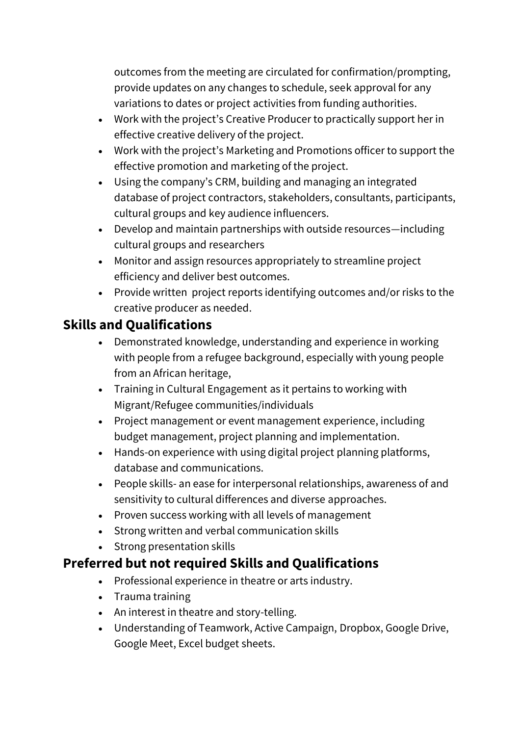outcomes from the meeting are circulated for confirmation/prompting, provide updates on any changes to schedule, seek approval for any variations to dates or project activities from funding authorities.

- Work with the project's Creative Producer to practically support her in effective creative delivery of the project.
- Work with the project's Marketing and Promotions officer to support the effective promotion and marketing of the project.
- Using the company's CRM, building and managing an integrated database of project contractors, stakeholders, consultants, participants, cultural groups and key audience influencers.
- Develop and maintain partnerships with outside resources—including cultural groups and researchers
- Monitor and assign resources appropriately to streamline project efficiency and deliver best outcomes.
- Provide written project reports identifying outcomes and/or risks to the creative producer as needed.

## Skills and Qualifications

- Demonstrated knowledge, understanding and experience in working with people from a refugee background, especially with young people from an African heritage,
- Training in Cultural Engagement as it pertains to working with Migrant/Refugee communities/individuals
- Project management or event management experience, including budget management, project planning and implementation.
- Hands-on experience with using digital project planning platforms, database and communications.
- People skills- an ease for interpersonal relationships, awareness of and sensitivity to cultural differences and diverse approaches.
- Proven success working with all levels of management
- Strong written and verbal communication skills
- Strong presentation skills

## Preferred but not required Skills and Qualifications

- Professional experience in theatre or arts industry.
- Trauma training
- An interest in theatre and story-telling.
- Understanding of Teamwork, Active Campaign, Dropbox, Google Drive, Google Meet, Excel budget sheets.